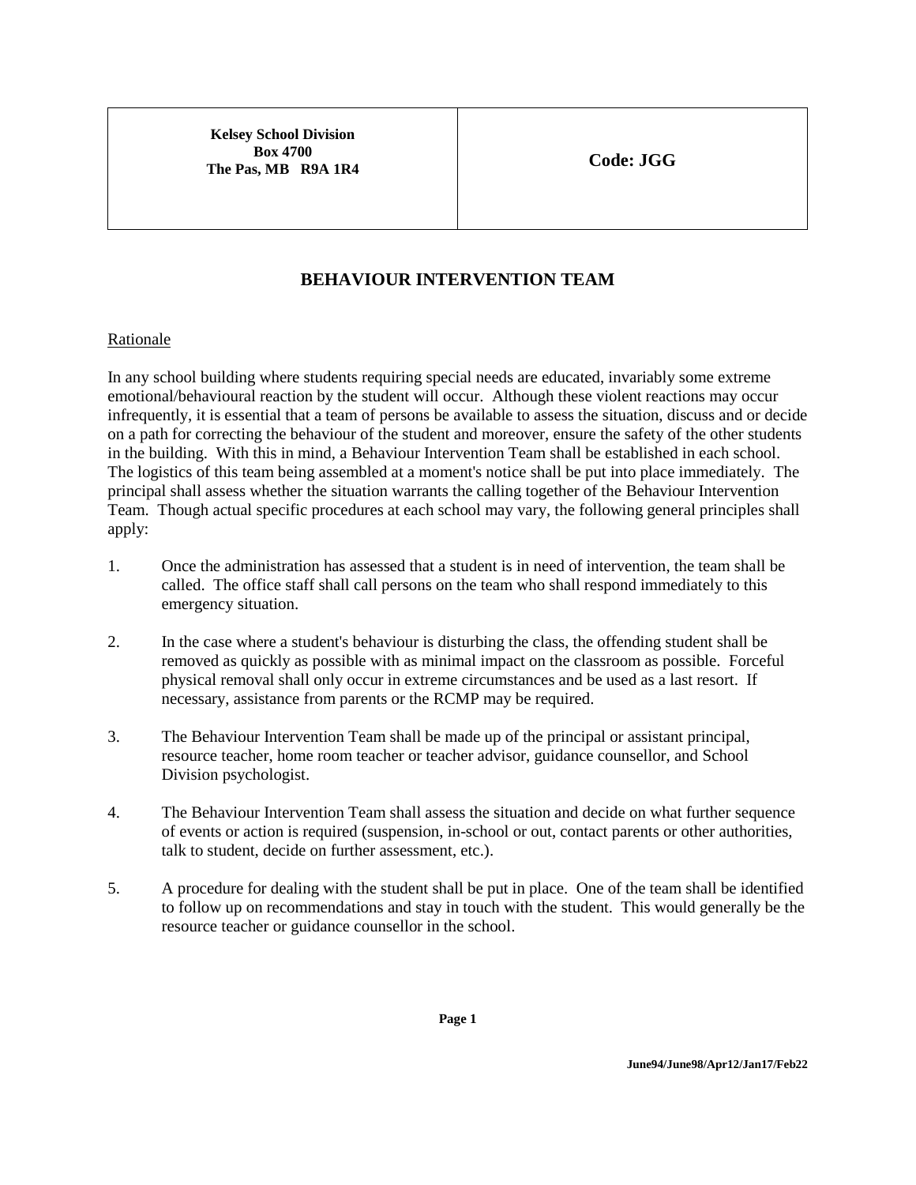| Kelsey School Division<br>Box 4700<br>The Pas, MB R9A 1R4 | Code: JGG |
|---|---|

# BEHAVIOUR INTERVENTION TEAM

## Rationale

In any school building where students requiring special needs are educated, invariably some extreme emotional/behavioural reaction by the student will occur. Although these violent reactions may occur infrequently, it is essential that a team of persons be available to assess the situation, discuss and or decide on a path for correcting the behaviour of the student and moreover, ensure the safety of the other students in the building. With this in mind, a Behaviour Intervention Team shall be established in each school. The logistics of this team being assembled at a moment's notice shall be put into place immediately. The principal shall assess whether the situation warrants the calling together of the Behaviour Intervention Team. Though actual specific procedures at each school may vary, the following general principles shall apply:

1. Once the administration has assessed that a student is in need of intervention, the team shall be called. The office staff shall call persons on the team who shall respond immediately to this emergency situation.

2. In the case where a student's behaviour is disturbing the class, the offending student shall be removed as quickly as possible with as minimal impact on the classroom as possible. Forceful physical removal shall only occur in extreme circumstances and be used as a last resort. If necessary, assistance from parents or the RCMP may be required.

3. The Behaviour Intervention Team shall be made up of the principal or assistant principal, resource teacher, home room teacher or teacher advisor, guidance counsellor, and School Division psychologist.

4. The Behaviour Intervention Team shall assess the situation and decide on what further sequence of events or action is required (suspension, in-school or out, contact parents or other authorities, talk to student, decide on further assessment, etc.).

5. A procedure for dealing with the student shall be put in place. One of the team shall be identified to follow up on recommendations and stay in touch with the student. This would generally be the resource teacher or guidance counsellor in the school.

June94/June98/Apr12/Jan17/Feb22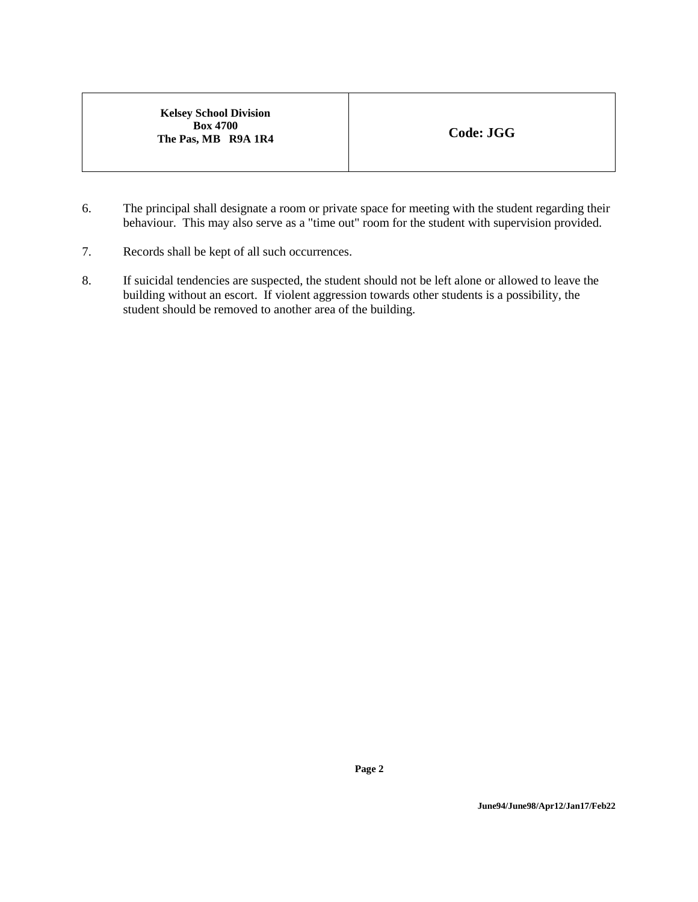| Kelsey School Division<br>Box 4700<br>The Pas, MB R9A 1R4 | Code: JGG |
| --- | --- |

6. The principal shall designate a room or private space for meeting with the student regarding their behaviour. This may also serve as a "time out" room for the student with supervision provided.

7. Records shall be kept of all such occurrences.

8. If suicidal tendencies are suspected, the student should not be left alone or allowed to leave the building without an escort. If violent aggression towards other students is a possibility, the student should be removed to another area of the building.

June94/June98/Apr12/Jan17/Feb22